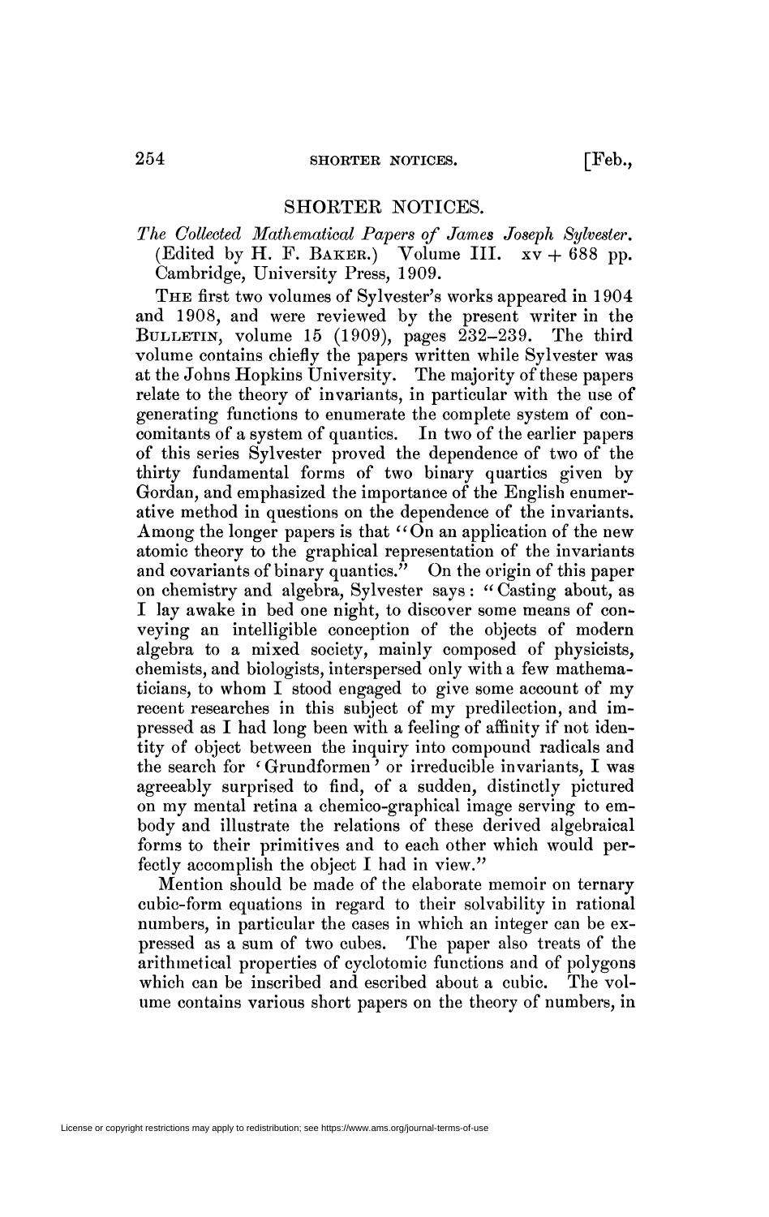# SHORTER NOTICES.

*The Collected Mathematical Papers of James Joseph Sylvester.* (Edited by H. F. BAKER.) Volume III. xv + 688 pp. Cambridge, University Press, 1909.

THE first two volumes of Sylvester's works appeared in 1904 and 1908, and were reviewed by the present writer in the BULLETIN, volume 15 (1909), pages 232–239. The third volume contains chiefly the papers written while Sylvester was at the Johns Hopkins University. The majority of these papers relate to the theory of invariants, in particular with the use of generating functions to enumerate the complete system of concomitants of a system of quantics. In two of the earlier papers of this series Sylvester proved the dependence of two of the thirty fundamental forms of two binary quartics given by Gordan, and emphasized the importance of the English enumerative method in questions on the dependence of the invariants. Among the longer papers is that "On an application of the new atomic theory to the graphical representation of the invariants and covariants of binary quantics." On the origin of this paper on chemistry and algebra, Sylvester says: "Casting about, as I lay awake in bed one night, to discover some means of conveying an intelligible conception of the objects of modern algebra to a mixed society, mainly composed of physicists, chemists, and biologists, interspersed only with a few mathematicians, to whom I stood engaged to give some account of my recent researches in this subject of my predilection, and impressed as I had long been with a feeling of affinity if not identity of object between the inquiry into compound radicals and the search for 'Grundformen' or irreducible invariants, I was agreeably surprised to find, of a sudden, distinctly pictured on my mental retina a chemico-graphical image serving to embody and illustrate the relations of these derived algebraical forms to their primitives and to each other which would perfectly accomplish the object I had in view."

Mention should be made of the elaborate memoir on ternary cubic-form equations in regard to their solvability in rational numbers, in particular the cases in which an integer can be expressed as a sum of two cubes. The paper also treats of the arithmetical properties of cyclotomic functions and of polygons which can be inscribed and escribed about a cubic. The volume contains various short papers on the theory of numbers, in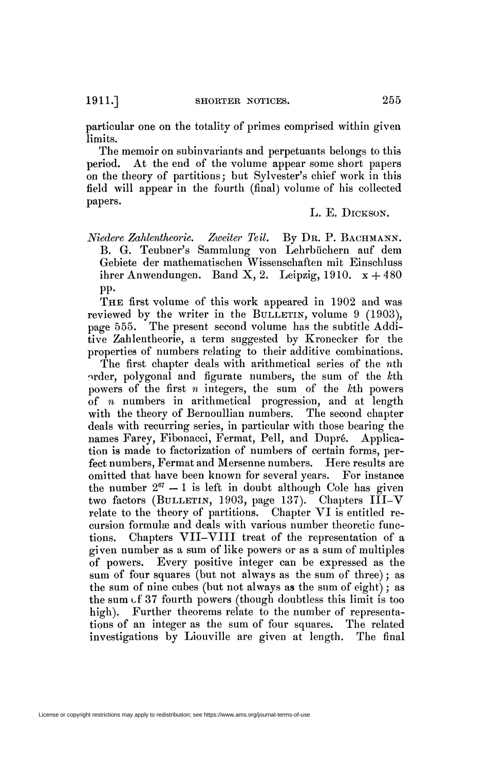particular one on the totality of primes comprised within given limits.

The memoir on subinvariants and perpetuants belongs to this period. At the end of the volume appear some short papers on the theory of partitions; but Sylvester's chief work in this field will appear in the fourth (final) volume of his collected papers.

L. E. DICKSON.

*Niedere Zahlentheorie. Zweiter Teil.* By DR. P. BACHMANN. B. G. Teubner's Sammlung von Lehrbüchern auf dem Gebiete der mathematischen Wissenschaften mit Einschluss ihrer Anwendungen. Band X, 2. Leipzig, 1910. x + 480 pp.

THE first volume of this work appeared in 1902 and was reviewed by the writer in the BULLETIN, volume 9 (1903), page 555. The present second volume has the subtitle Additive Zahlentheorie, a term suggested by Kronecker for the properties of numbers relating to their additive combinations.

The first chapter deals with arithmetical series of the $n$th order, polygonal and figurate numbers, the sum of the $k$th powers of the first $n$ integers, the sum of the $k$th powers of $n$ numbers in arithmetical progression, and at length with the theory of Bernoullian numbers. The second chapter deals with recurring series, in particular with those bearing the names Farey, Fibonacci, Fermat, Pell, and Dupré. Application is made to factorization of numbers of certain forms, perfect numbers, Fermat and Mersenne numbers. Here results are omitted that have been known for several years. For instance the number $2^{67} - 1$ is left in doubt although Cole has given two factors (BULLETIN, 1903, page 137). Chapters III–V relate to the theory of partitions. Chapter VI is entitled recursion formulæ and deals with various number theoretic functions. Chapters VII–VIII treat of the representation of a given number as a sum of like powers or as a sum of multiples of powers. Every positive integer can be expressed as the sum of four squares (but not always as the sum of three); as the sum of nine cubes (but not always as the sum of eight); as the sum of 37 fourth powers (though doubtless this limit is too high). Further theorems relate to the number of representations of an integer as the sum of four squares. The related investigations by Liouville are given at length. The final